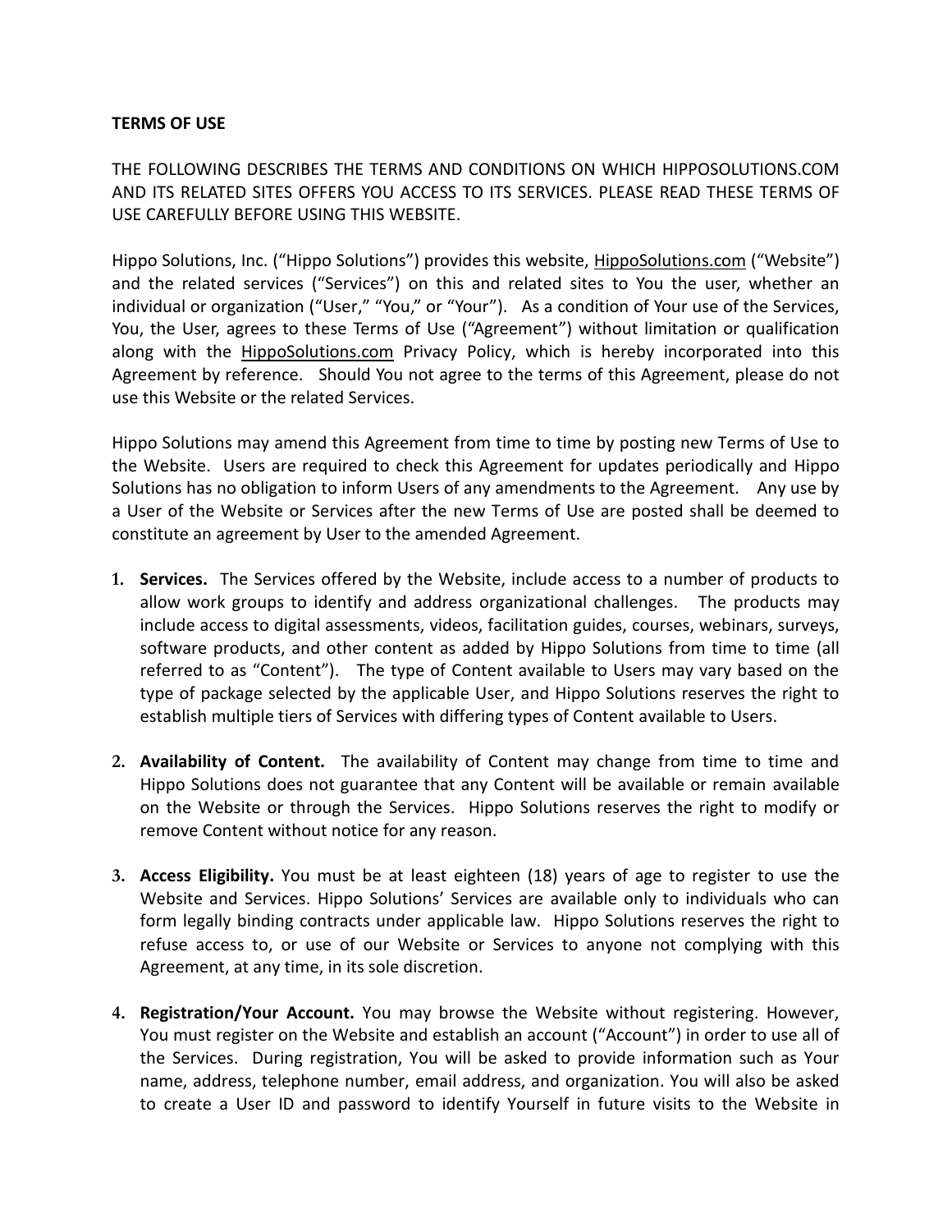**TERMS OF USE**

THE FOLLOWING DESCRIBES THE TERMS AND CONDITIONS ON WHICH HIPPOSOLUTIONS.COM AND ITS RELATED SITES OFFERS YOU ACCESS TO ITS SERVICES. PLEASE READ THESE TERMS OF USE CAREFULLY BEFORE USING THIS WEBSITE.

Hippo Solutions, Inc. ("Hippo Solutions") provides this website, HippoSolutions.com ("Website") and the related services ("Services") on this and related sites to You the user, whether an individual or organization ("User," "You," or "Your"). As a condition of Your use of the Services, You, the User, agrees to these Terms of Use ("Agreement") without limitation or qualification along with the HippoSolutions.com Privacy Policy, which is hereby incorporated into this Agreement by reference. Should You not agree to the terms of this Agreement, please do not use this Website or the related Services.

Hippo Solutions may amend this Agreement from time to time by posting new Terms of Use to the Website. Users are required to check this Agreement for updates periodically and Hippo Solutions has no obligation to inform Users of any amendments to the Agreement. Any use by a User of the Website or Services after the new Terms of Use are posted shall be deemed to constitute an agreement by User to the amended Agreement.

1. **Services.** The Services offered by the Website, include access to a number of products to allow work groups to identify and address organizational challenges. The products may include access to digital assessments, videos, facilitation guides, courses, webinars, surveys, software products, and other content as added by Hippo Solutions from time to time (all referred to as "Content"). The type of Content available to Users may vary based on the type of package selected by the applicable User, and Hippo Solutions reserves the right to establish multiple tiers of Services with differing types of Content available to Users.

2. **Availability of Content.** The availability of Content may change from time to time and Hippo Solutions does not guarantee that any Content will be available or remain available on the Website or through the Services. Hippo Solutions reserves the right to modify or remove Content without notice for any reason.

3. **Access Eligibility.** You must be at least eighteen (18) years of age to register to use the Website and Services. Hippo Solutions' Services are available only to individuals who can form legally binding contracts under applicable law. Hippo Solutions reserves the right to refuse access to, or use of our Website or Services to anyone not complying with this Agreement, at any time, in its sole discretion.

4. **Registration/Your Account.** You may browse the Website without registering. However, You must register on the Website and establish an account ("Account") in order to use all of the Services. During registration, You will be asked to provide information such as Your name, address, telephone number, email address, and organization. You will also be asked to create a User ID and password to identify Yourself in future visits to the Website in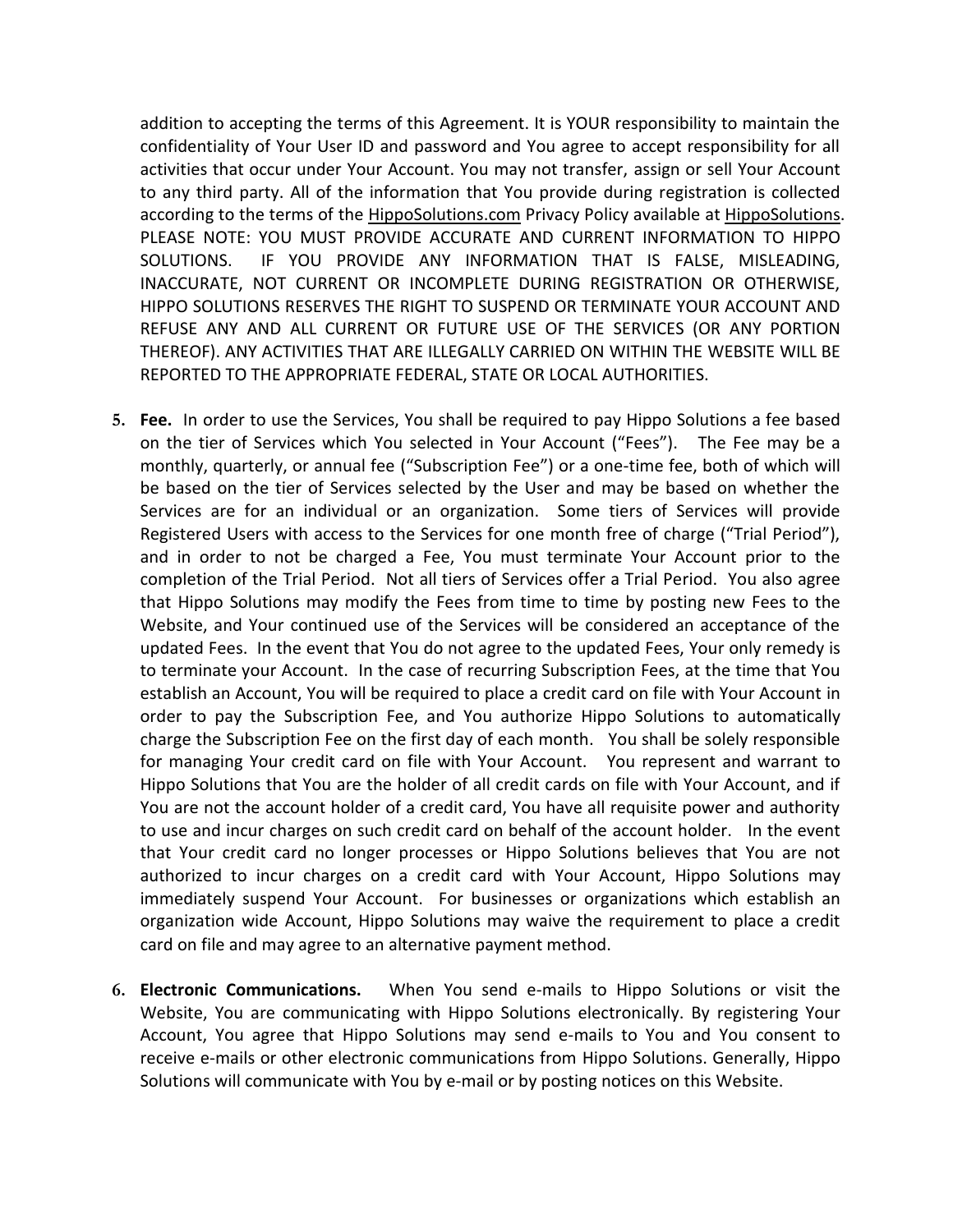addition to accepting the terms of this Agreement. It is YOUR responsibility to maintain the confidentiality of Your User ID and password and You agree to accept responsibility for all activities that occur under Your Account. You may not transfer, assign or sell Your Account to any third party. All of the information that You provide during registration is collected according to the terms of the HippoSolutions.com Privacy Policy available at HippoSolutions. PLEASE NOTE: YOU MUST PROVIDE ACCURATE AND CURRENT INFORMATION TO HIPPO SOLUTIONS. IF YOU PROVIDE ANY INFORMATION THAT IS FALSE, MISLEADING, INACCURATE, NOT CURRENT OR INCOMPLETE DURING REGISTRATION OR OTHERWISE, HIPPO SOLUTIONS RESERVES THE RIGHT TO SUSPEND OR TERMINATE YOUR ACCOUNT AND REFUSE ANY AND ALL CURRENT OR FUTURE USE OF THE SERVICES (OR ANY PORTION THEREOF). ANY ACTIVITIES THAT ARE ILLEGALLY CARRIED ON WITHIN THE WEBSITE WILL BE REPORTED TO THE APPROPRIATE FEDERAL, STATE OR LOCAL AUTHORITIES.

5. **Fee.** In order to use the Services, You shall be required to pay Hippo Solutions a fee based on the tier of Services which You selected in Your Account ("Fees"). The Fee may be a monthly, quarterly, or annual fee ("Subscription Fee") or a one-time fee, both of which will be based on the tier of Services selected by the User and may be based on whether the Services are for an individual or an organization. Some tiers of Services will provide Registered Users with access to the Services for one month free of charge ("Trial Period"), and in order to not be charged a Fee, You must terminate Your Account prior to the completion of the Trial Period. Not all tiers of Services offer a Trial Period. You also agree that Hippo Solutions may modify the Fees from time to time by posting new Fees to the Website, and Your continued use of the Services will be considered an acceptance of the updated Fees. In the event that You do not agree to the updated Fees, Your only remedy is to terminate your Account. In the case of recurring Subscription Fees, at the time that You establish an Account, You will be required to place a credit card on file with Your Account in order to pay the Subscription Fee, and You authorize Hippo Solutions to automatically charge the Subscription Fee on the first day of each month. You shall be solely responsible for managing Your credit card on file with Your Account. You represent and warrant to Hippo Solutions that You are the holder of all credit cards on file with Your Account, and if You are not the account holder of a credit card, You have all requisite power and authority to use and incur charges on such credit card on behalf of the account holder. In the event that Your credit card no longer processes or Hippo Solutions believes that You are not authorized to incur charges on a credit card with Your Account, Hippo Solutions may immediately suspend Your Account. For businesses or organizations which establish an organization wide Account, Hippo Solutions may waive the requirement to place a credit card on file and may agree to an alternative payment method.

6. **Electronic Communications.** When You send e-mails to Hippo Solutions or visit the Website, You are communicating with Hippo Solutions electronically. By registering Your Account, You agree that Hippo Solutions may send e-mails to You and You consent to receive e-mails or other electronic communications from Hippo Solutions. Generally, Hippo Solutions will communicate with You by e-mail or by posting notices on this Website.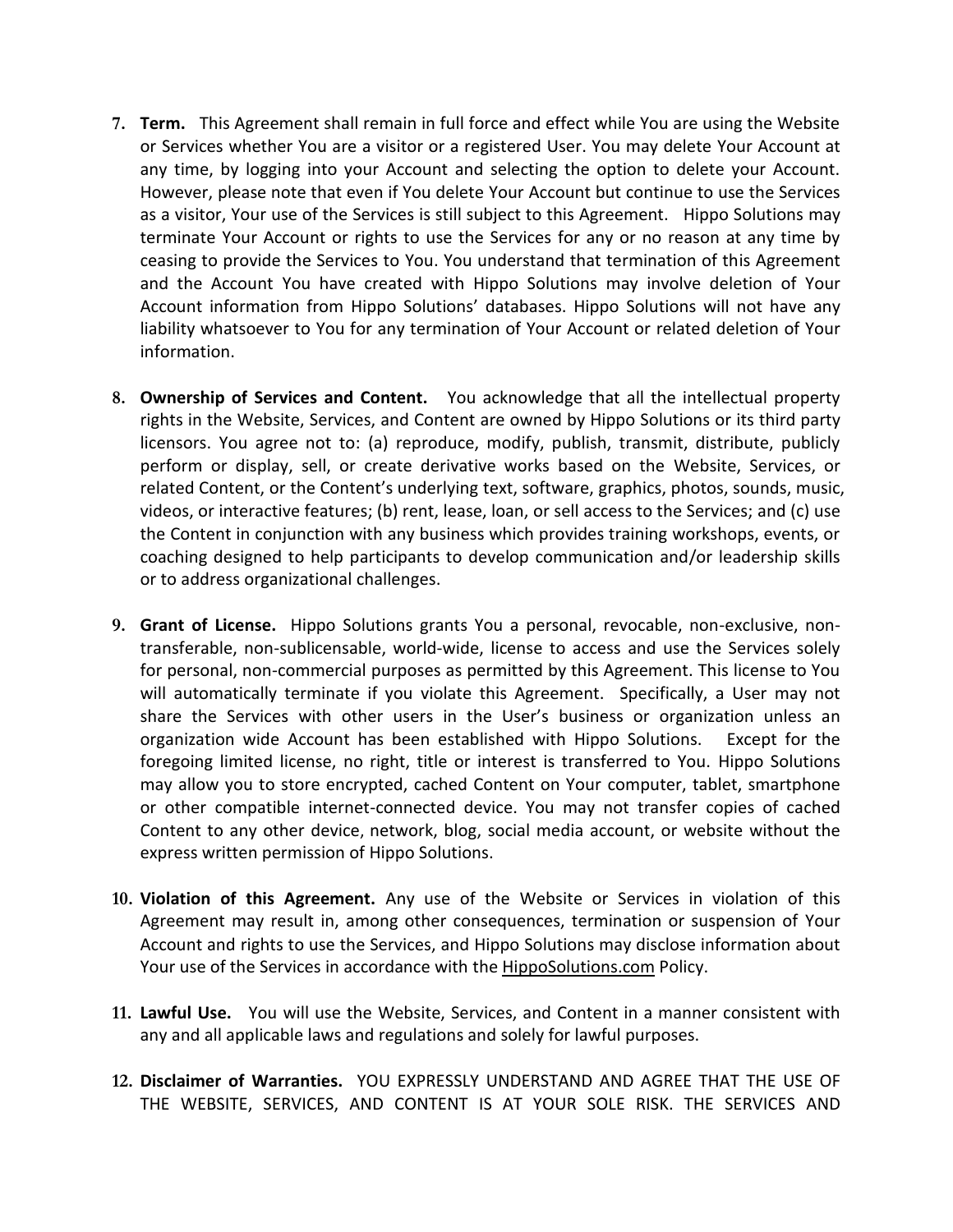7. **Term.** This Agreement shall remain in full force and effect while You are using the Website or Services whether You are a visitor or a registered User. You may delete Your Account at any time, by logging into your Account and selecting the option to delete your Account. However, please note that even if You delete Your Account but continue to use the Services as a visitor, Your use of the Services is still subject to this Agreement. Hippo Solutions may terminate Your Account or rights to use the Services for any or no reason at any time by ceasing to provide the Services to You. You understand that termination of this Agreement and the Account You have created with Hippo Solutions may involve deletion of Your Account information from Hippo Solutions' databases. Hippo Solutions will not have any liability whatsoever to You for any termination of Your Account or related deletion of Your information.

8. **Ownership of Services and Content.** You acknowledge that all the intellectual property rights in the Website, Services, and Content are owned by Hippo Solutions or its third party licensors. You agree not to: (a) reproduce, modify, publish, transmit, distribute, publicly perform or display, sell, or create derivative works based on the Website, Services, or related Content, or the Content's underlying text, software, graphics, photos, sounds, music, videos, or interactive features; (b) rent, lease, loan, or sell access to the Services; and (c) use the Content in conjunction with any business which provides training workshops, events, or coaching designed to help participants to develop communication and/or leadership skills or to address organizational challenges.

9. **Grant of License.** Hippo Solutions grants You a personal, revocable, non-exclusive, non-transferable, non-sublicensable, world-wide, license to access and use the Services solely for personal, non-commercial purposes as permitted by this Agreement. This license to You will automatically terminate if you violate this Agreement. Specifically, a User may not share the Services with other users in the User's business or organization unless an organization wide Account has been established with Hippo Solutions. Except for the foregoing limited license, no right, title or interest is transferred to You. Hippo Solutions may allow you to store encrypted, cached Content on Your computer, tablet, smartphone or other compatible internet-connected device. You may not transfer copies of cached Content to any other device, network, blog, social media account, or website without the express written permission of Hippo Solutions.

10. **Violation of this Agreement.** Any use of the Website or Services in violation of this Agreement may result in, among other consequences, termination or suspension of Your Account and rights to use the Services, and Hippo Solutions may disclose information about Your use of the Services in accordance with the HippoSolutions.com Policy.

11. **Lawful Use.** You will use the Website, Services, and Content in a manner consistent with any and all applicable laws and regulations and solely for lawful purposes.

12. **Disclaimer of Warranties.** YOU EXPRESSLY UNDERSTAND AND AGREE THAT THE USE OF THE WEBSITE, SERVICES, AND CONTENT IS AT YOUR SOLE RISK. THE SERVICES AND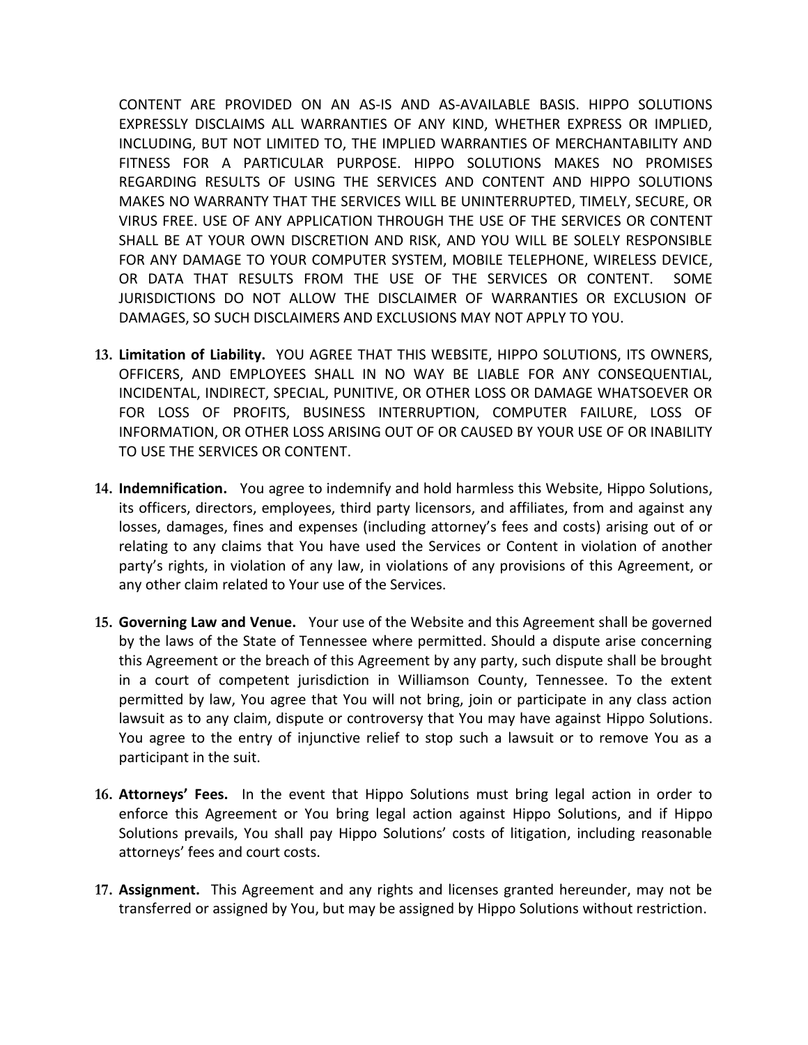CONTENT ARE PROVIDED ON AN AS-IS AND AS-AVAILABLE BASIS. HIPPO SOLUTIONS EXPRESSLY DISCLAIMS ALL WARRANTIES OF ANY KIND, WHETHER EXPRESS OR IMPLIED, INCLUDING, BUT NOT LIMITED TO, THE IMPLIED WARRANTIES OF MERCHANTABILITY AND FITNESS FOR A PARTICULAR PURPOSE. HIPPO SOLUTIONS MAKES NO PROMISES REGARDING RESULTS OF USING THE SERVICES AND CONTENT AND HIPPO SOLUTIONS MAKES NO WARRANTY THAT THE SERVICES WILL BE UNINTERRUPTED, TIMELY, SECURE, OR VIRUS FREE. USE OF ANY APPLICATION THROUGH THE USE OF THE SERVICES OR CONTENT SHALL BE AT YOUR OWN DISCRETION AND RISK, AND YOU WILL BE SOLELY RESPONSIBLE FOR ANY DAMAGE TO YOUR COMPUTER SYSTEM, MOBILE TELEPHONE, WIRELESS DEVICE, OR DATA THAT RESULTS FROM THE USE OF THE SERVICES OR CONTENT. SOME JURISDICTIONS DO NOT ALLOW THE DISCLAIMER OF WARRANTIES OR EXCLUSION OF DAMAGES, SO SUCH DISCLAIMERS AND EXCLUSIONS MAY NOT APPLY TO YOU.

13. **Limitation of Liability.** YOU AGREE THAT THIS WEBSITE, HIPPO SOLUTIONS, ITS OWNERS, OFFICERS, AND EMPLOYEES SHALL IN NO WAY BE LIABLE FOR ANY CONSEQUENTIAL, INCIDENTAL, INDIRECT, SPECIAL, PUNITIVE, OR OTHER LOSS OR DAMAGE WHATSOEVER OR FOR LOSS OF PROFITS, BUSINESS INTERRUPTION, COMPUTER FAILURE, LOSS OF INFORMATION, OR OTHER LOSS ARISING OUT OF OR CAUSED BY YOUR USE OF OR INABILITY TO USE THE SERVICES OR CONTENT.

14. **Indemnification.** You agree to indemnify and hold harmless this Website, Hippo Solutions, its officers, directors, employees, third party licensors, and affiliates, from and against any losses, damages, fines and expenses (including attorney's fees and costs) arising out of or relating to any claims that You have used the Services or Content in violation of another party's rights, in violation of any law, in violations of any provisions of this Agreement, or any other claim related to Your use of the Services.

15. **Governing Law and Venue.** Your use of the Website and this Agreement shall be governed by the laws of the State of Tennessee where permitted. Should a dispute arise concerning this Agreement or the breach of this Agreement by any party, such dispute shall be brought in a court of competent jurisdiction in Williamson County, Tennessee. To the extent permitted by law, You agree that You will not bring, join or participate in any class action lawsuit as to any claim, dispute or controversy that You may have against Hippo Solutions. You agree to the entry of injunctive relief to stop such a lawsuit or to remove You as a participant in the suit.

16. **Attorneys' Fees.** In the event that Hippo Solutions must bring legal action in order to enforce this Agreement or You bring legal action against Hippo Solutions, and if Hippo Solutions prevails, You shall pay Hippo Solutions' costs of litigation, including reasonable attorneys' fees and court costs.

17. **Assignment.** This Agreement and any rights and licenses granted hereunder, may not be transferred or assigned by You, but may be assigned by Hippo Solutions without restriction.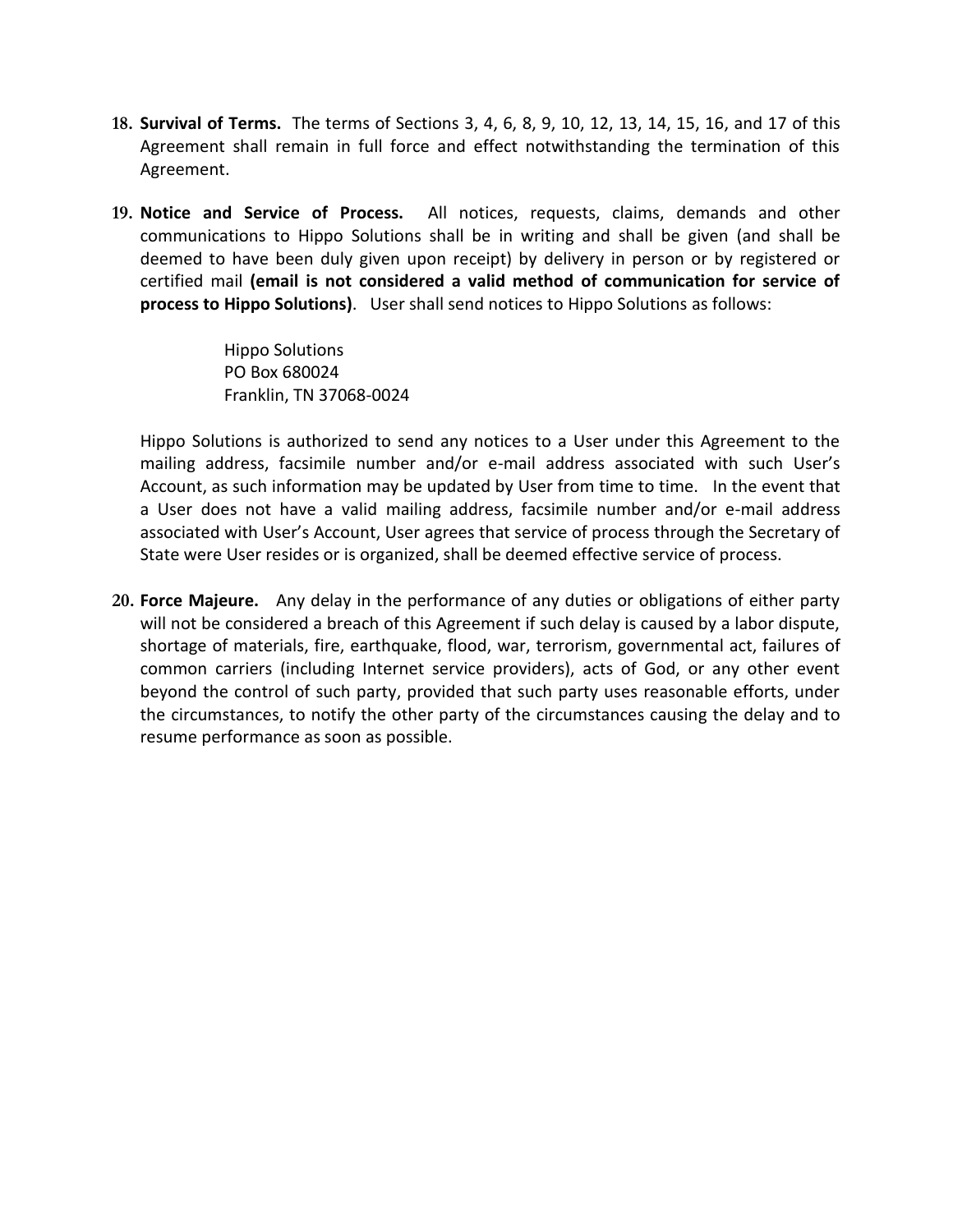18. **Survival of Terms.** The terms of Sections 3, 4, 6, 8, 9, 10, 12, 13, 14, 15, 16, and 17 of this Agreement shall remain in full force and effect notwithstanding the termination of this Agreement.

19. **Notice and Service of Process.** All notices, requests, claims, demands and other communications to Hippo Solutions shall be in writing and shall be given (and shall be deemed to have been duly given upon receipt) by delivery in person or by registered or certified mail **(email is not considered a valid method of communication for service of process to Hippo Solutions)**. User shall send notices to Hippo Solutions as follows:

    Hippo Solutions
    PO Box 680024
    Franklin, TN 37068-0024

    Hippo Solutions is authorized to send any notices to a User under this Agreement to the mailing address, facsimile number and/or e-mail address associated with such User's Account, as such information may be updated by User from time to time. In the event that a User does not have a valid mailing address, facsimile number and/or e-mail address associated with User's Account, User agrees that service of process through the Secretary of State were User resides or is organized, shall be deemed effective service of process.

20. **Force Majeure.** Any delay in the performance of any duties or obligations of either party will not be considered a breach of this Agreement if such delay is caused by a labor dispute, shortage of materials, fire, earthquake, flood, war, terrorism, governmental act, failures of common carriers (including Internet service providers), acts of God, or any other event beyond the control of such party, provided that such party uses reasonable efforts, under the circumstances, to notify the other party of the circumstances causing the delay and to resume performance as soon as possible.